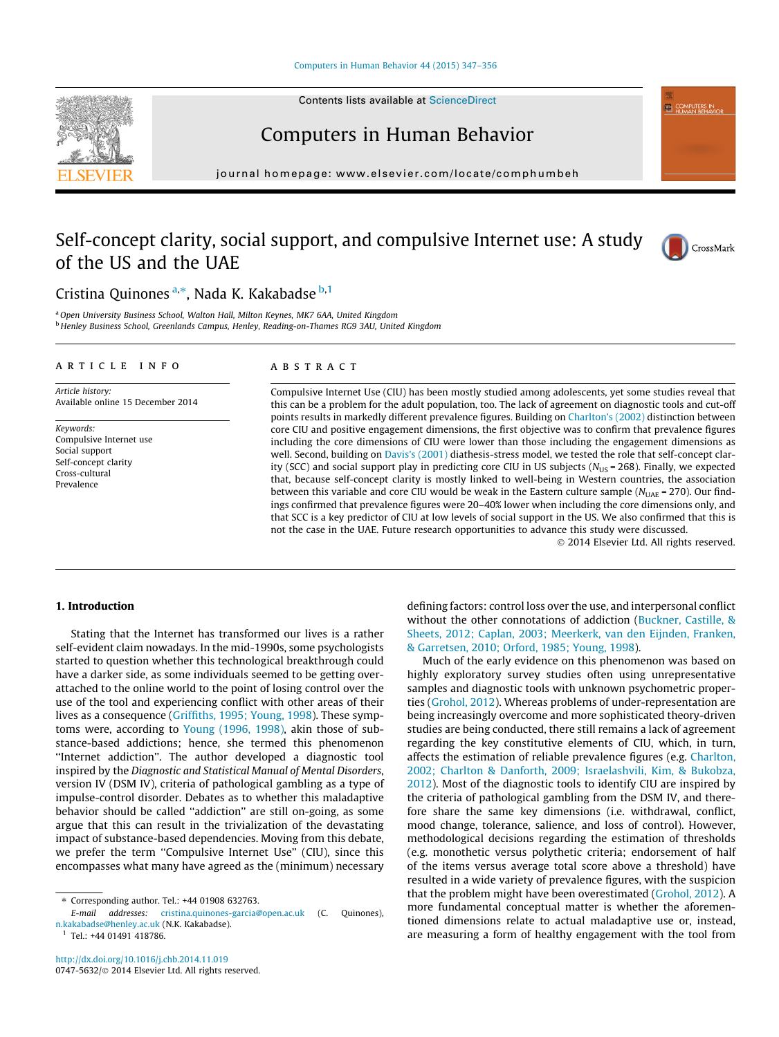# Self-concept clarity, social support, and compulsive Internet use: A study of the US and the UAE

Cristina Quinones [a,*], Nada K. Kakabadse [b,1]

[a] Open University Business School, Walton Hall, Milton Keynes, MK7 6AA, United Kingdom
[b] Henley Business School, Greenlands Campus, Henley, Reading-on-Thames RG9 3AU, United Kingdom

ARTICLE INFO

*Article history:*
Available online 15 December 2014

*Keywords:*
Compulsive Internet use
Social support
Self-concept clarity
Cross-cultural
Prevalence

ABSTRACT

Compulsive Internet Use (CIU) has been mostly studied among adolescents, yet some studies reveal that this can be a problem for the adult population, too. The lack of agreement on diagnostic tools and cut-off points results in markedly different prevalence figures. Building on Charlton's (2002) distinction between core CIU and positive engagement dimensions, the first objective was to confirm that prevalence figures including the core dimensions of CIU were lower than those including the engagement dimensions as well. Second, building on Davis's (2001) diathesis-stress model, we tested the role that self-concept clarity (SCC) and social support play in predicting core CIU in US subjects ($N_{US} = 268$). Finally, we expected that, because self-concept clarity is mostly linked to well-being in Western countries, the association between this variable and core CIU would be weak in the Eastern culture sample ($N_{UAE} = 270$). Our findings confirmed that prevalence figures were 20–40% lower when including the core dimensions only, and that SCC is a key predictor of CIU at low levels of social support in the US. We also confirmed that this is not the case in the UAE. Future research opportunities to advance this study were discussed.

© 2014 Elsevier Ltd. All rights reserved.

## 1. Introduction

Stating that the Internet has transformed our lives is a rather self-evident claim nowadays. In the mid-1990s, some psychologists started to question whether this technological breakthrough could have a darker side, as some individuals seemed to be getting over-attached to the online world to the point of losing control over the use of the tool and experiencing conflict with other areas of their lives as a consequence (Griffiths, 1995; Young, 1998). These symptoms were, according to Young (1996, 1998), akin those of substance-based addictions; hence, she termed this phenomenon "Internet addiction". The author developed a diagnostic tool inspired by the *Diagnostic and Statistical Manual of Mental Disorders*, version IV (DSM IV), criteria of pathological gambling as a type of impulse-control disorder. Debates as to whether this maladaptive behavior should be called "addiction" are still on-going, as some argue that this can result in the trivialization of the devastating impact of substance-based dependencies. Moving from this debate, we prefer the term "Compulsive Internet Use" (CIU), since this encompasses what many have agreed as the (minimum) necessary defining factors: control loss over the use, and interpersonal conflict without the other connotations of addiction (Buckner, Castille, & Sheets, 2012; Caplan, 2003; Meerkerk, van den Eijnden, Franken, & Garretsen, 2010; Orford, 1985; Young, 1998).

Much of the early evidence on this phenomenon was based on highly exploratory survey studies often using unrepresentative samples and diagnostic tools with unknown psychometric properties (Grohol, 2012). Whereas problems of under-representation are being increasingly overcome and more sophisticated theory-driven studies are being conducted, there still remains a lack of agreement regarding the key constitutive elements of CIU, which, in turn, affects the estimation of reliable prevalence figures (e.g. Charlton, 2002; Charlton & Danforth, 2009; Israelashvili, Kim, & Bukobza, 2012). Most of the diagnostic tools to identify CIU are inspired by the criteria of pathological gambling from the DSM IV, and therefore share the same key dimensions (i.e. withdrawal, conflict, mood change, tolerance, salience, and loss of control). However, methodological decisions regarding the estimation of thresholds (e.g. monothetic versus polythetic criteria; endorsement of half of the items versus average total score above a threshold) have resulted in a wide variety of prevalence figures, with the suspicion that the problem might have been overestimated (Grohol, 2012). A more fundamental conceptual matter is whether the aforementioned dimensions relate to actual maladaptive use or, instead, are measuring a form of healthy engagement with the tool from

* Corresponding author. Tel.: +44 01908 632763.
*E-mail addresses:* cristina.quinones-garcia@open.ac.uk (C. Quinones), n.kakabadse@henley.ac.uk (N.K. Kakabadse).
[1] Tel.: +44 01491 418786.

http://dx.doi.org/10.1016/j.chb.2014.11.019
0747-5632/© 2014 Elsevier Ltd. All rights reserved.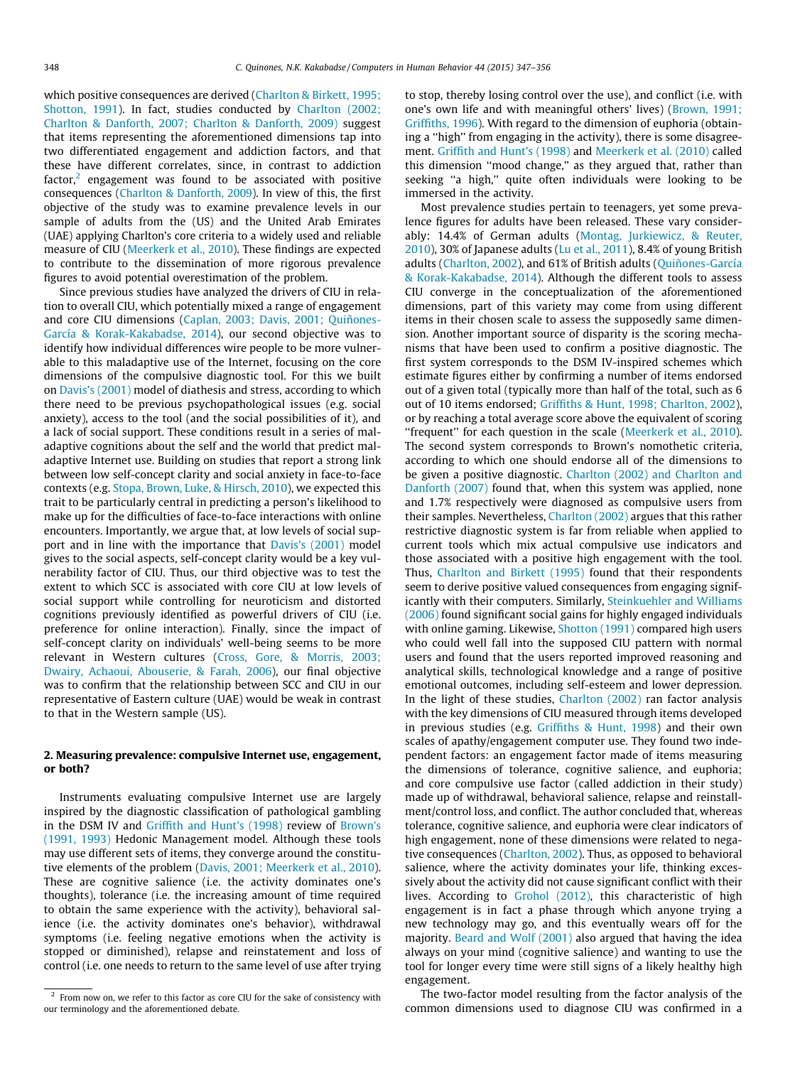which positive consequences are derived (Charlton & Birkett, 1995; Shotton, 1991). In fact, studies conducted by Charlton (2002; Charlton & Danforth, 2007; Charlton & Danforth, 2009) suggest that items representing the aforementioned dimensions tap into two differentiated engagement and addiction factors, and that these have different correlates, since, in contrast to addiction factor,[2] engagement was found to be associated with positive consequences (Charlton & Danforth, 2009). In view of this, the first objective of the study was to examine prevalence levels in our sample of adults from the (US) and the United Arab Emirates (UAE) applying Charlton's core criteria to a widely used and reliable measure of CIU (Meerkerk et al., 2010). These findings are expected to contribute to the dissemination of more rigorous prevalence figures to avoid potential overestimation of the problem.

Since previous studies have analyzed the drivers of CIU in relation to overall CIU, which potentially mixed a range of engagement and core CIU dimensions (Caplan, 2003; Davis, 2001; Quiñones-García & Korak-Kakabadse, 2014), our second objective was to identify how individual differences wire people to be more vulnerable to this maladaptive use of the Internet, focusing on the core dimensions of the compulsive diagnostic tool. For this we built on Davis's (2001) model of diathesis and stress, according to which there need to be previous psychopathological issues (e.g. social anxiety), access to the tool (and the social possibilities of it), and a lack of social support. These conditions result in a series of maladaptive cognitions about the self and the world that predict maladaptive Internet use. Building on studies that report a strong link between low self-concept clarity and social anxiety in face-to-face contexts (e.g. Stopa, Brown, Luke, & Hirsch, 2010), we expected this trait to be particularly central in predicting a person's likelihood to make up for the difficulties of face-to-face interactions with online encounters. Importantly, we argue that, at low levels of social support and in line with the importance that Davis's (2001) model gives to the social aspects, self-concept clarity would be a key vulnerability factor of CIU. Thus, our third objective was to test the extent to which SCC is associated with core CIU at low levels of social support while controlling for neuroticism and distorted cognitions previously identified as powerful drivers of CIU (i.e. preference for online interaction). Finally, since the impact of self-concept clarity on individuals' well-being seems to be more relevant in Western cultures (Cross, Gore, & Morris, 2003; Dwairy, Achaoui, Abouserie, & Farah, 2006), our final objective was to confirm that the relationship between SCC and CIU in our representative of Eastern culture (UAE) would be weak in contrast to that in the Western sample (US).

## 2. Measuring prevalence: compulsive Internet use, engagement, or both?

Instruments evaluating compulsive Internet use are largely inspired by the diagnostic classification of pathological gambling in the DSM IV and Griffith and Hunt's (1998) review of Brown's (1991, 1993) Hedonic Management model. Although these tools may use different sets of items, they converge around the constitutive elements of the problem (Davis, 2001; Meerkerk et al., 2010). These are cognitive salience (i.e. the activity dominates one's thoughts), tolerance (i.e. the increasing amount of time required to obtain the same experience with the activity), behavioral salience (i.e. the activity dominates one's behavior), withdrawal symptoms (i.e. feeling negative emotions when the activity is stopped or diminished), relapse and reinstatement and loss of control (i.e. one needs to return to the same level of use after trying to stop, thereby losing control over the use), and conflict (i.e. with one's own life and with meaningful others' lives) (Brown, 1991; Griffiths, 1996). With regard to the dimension of euphoria (obtaining a "high" from engaging in the activity), there is some disagreement. Griffith and Hunt's (1998) and Meerkerk et al. (2010) called this dimension "mood change," as they argued that, rather than seeking "a high," quite often individuals were looking to be immersed in the activity.

Most prevalence studies pertain to teenagers, yet some prevalence figures for adults have been released. These vary considerably: 14.4% of German adults (Montag, Jurkiewicz, & Reuter, 2010), 30% of Japanese adults (Lu et al., 2011), 8.4% of young British adults (Charlton, 2002), and 61% of British adults (Quiñones-García & Korak-Kakabadse, 2014). Although the different tools to assess CIU converge in the conceptualization of the aforementioned dimensions, part of this variety may come from using different items in their chosen scale to assess the supposedly same dimension. Another important source of disparity is the scoring mechanisms that have been used to confirm a positive diagnostic. The first system corresponds to the DSM IV-inspired schemes which estimate figures either by confirming a number of items endorsed out of a given total (typically more than half of the total, such as 6 out of 10 items endorsed; Griffiths & Hunt, 1998; Charlton, 2002), or by reaching a total average score above the equivalent of scoring "frequent" for each question in the scale (Meerkerk et al., 2010). The second system corresponds to Brown's nomothetic criteria, according to which one should endorse all of the dimensions to be given a positive diagnostic. Charlton (2002) and Charlton and Danforth (2007) found that, when this system was applied, none and 1.7% respectively were diagnosed as compulsive users from their samples. Nevertheless, Charlton (2002) argues that this rather restrictive diagnostic system is far from reliable when applied to current tools which mix actual compulsive use indicators and those associated with a positive high engagement with the tool. Thus, Charlton and Birkett (1995) found that their respondents seem to derive positive valued consequences from engaging significantly with their computers. Similarly, Steinkuehler and Williams (2006) found significant social gains for highly engaged individuals with online gaming. Likewise, Shotton (1991) compared high users who could well fall into the supposed CIU pattern with normal users and found that the users reported improved reasoning and analytical skills, technological knowledge and a range of positive emotional outcomes, including self-esteem and lower depression. In the light of these studies, Charlton (2002) ran factor analysis with the key dimensions of CIU measured through items developed in previous studies (e.g. Griffiths & Hunt, 1998) and their own scales of apathy/engagement computer use. They found two independent factors: an engagement factor made of items measuring the dimensions of tolerance, cognitive salience, and euphoria; and core compulsive use factor (called addiction in their study) made up of withdrawal, behavioral salience, relapse and reinstatement/control loss, and conflict. The author concluded that, whereas tolerance, cognitive salience, and euphoria were clear indicators of high engagement, none of these dimensions were related to negative consequences (Charlton, 2002). Thus, as opposed to behavioral salience, where the activity dominates your life, thinking excessively about the activity did not cause significant conflict with their lives. According to Grohol (2012), this characteristic of high engagement is in fact a phase through which anyone trying a new technology may go, and this eventually wears off for the majority. Beard and Wolf (2001) also argued that having the idea always on your mind (cognitive salience) and wanting to use the tool for longer every time were still signs of a likely healthy high engagement.

The two-factor model resulting from the factor analysis of the common dimensions used to diagnose CIU was confirmed in a

[2] From now on, we refer to this factor as core CIU for the sake of consistency with our terminology and the aforementioned debate.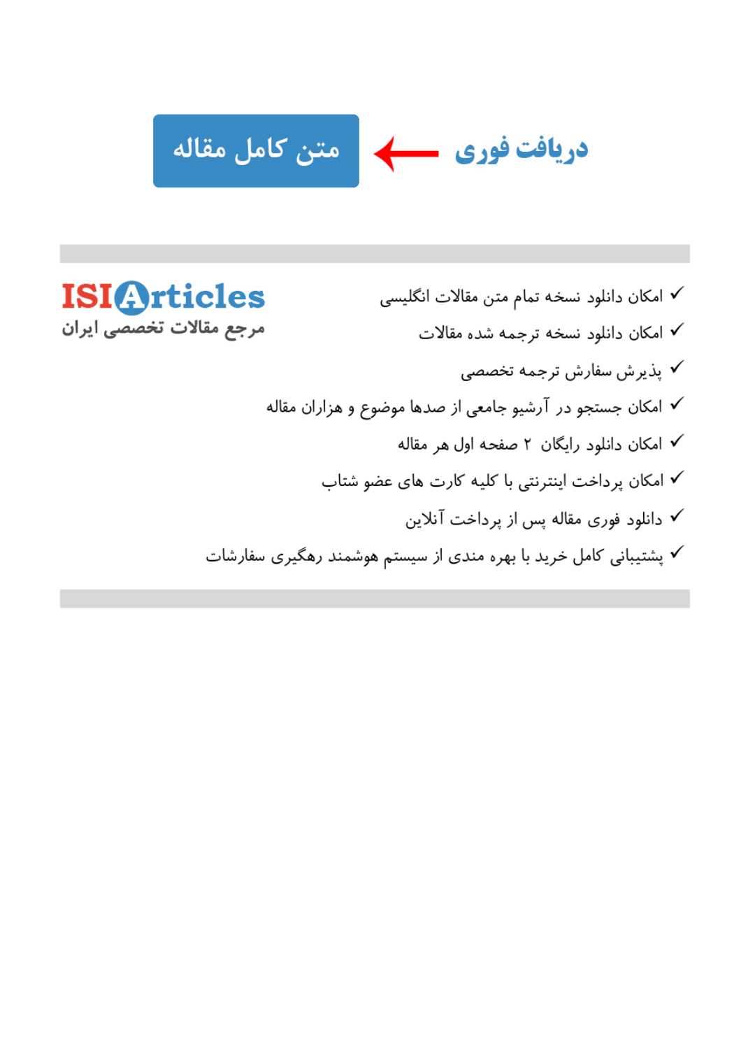دریافت فوری ← **متن کامل مقاله**

**ISIArticles**
مرجع مقالات تخصصی ایران

- ✓ امکان دانلود نسخه تمام متن مقالات انگلیسی
- ✓ امکان دانلود نسخه ترجمه شده مقالات
- ✓ پذیرش سفارش ترجمه تخصصی
- ✓ امکان جستجو در آرشیو جامعی از صدها موضوع و هزاران مقاله
- ✓ امکان دانلود رایگان ۲ صفحه اول هر مقاله
- ✓ امکان پرداخت اینترنتی با کلیه کارت های عضو شتاب
- ✓ دانلود فوری مقاله پس از پرداخت آنلاین
- ✓ پشتیبانی کامل خرید با بهره مندی از سیستم هوشمند رهگیری سفارشات